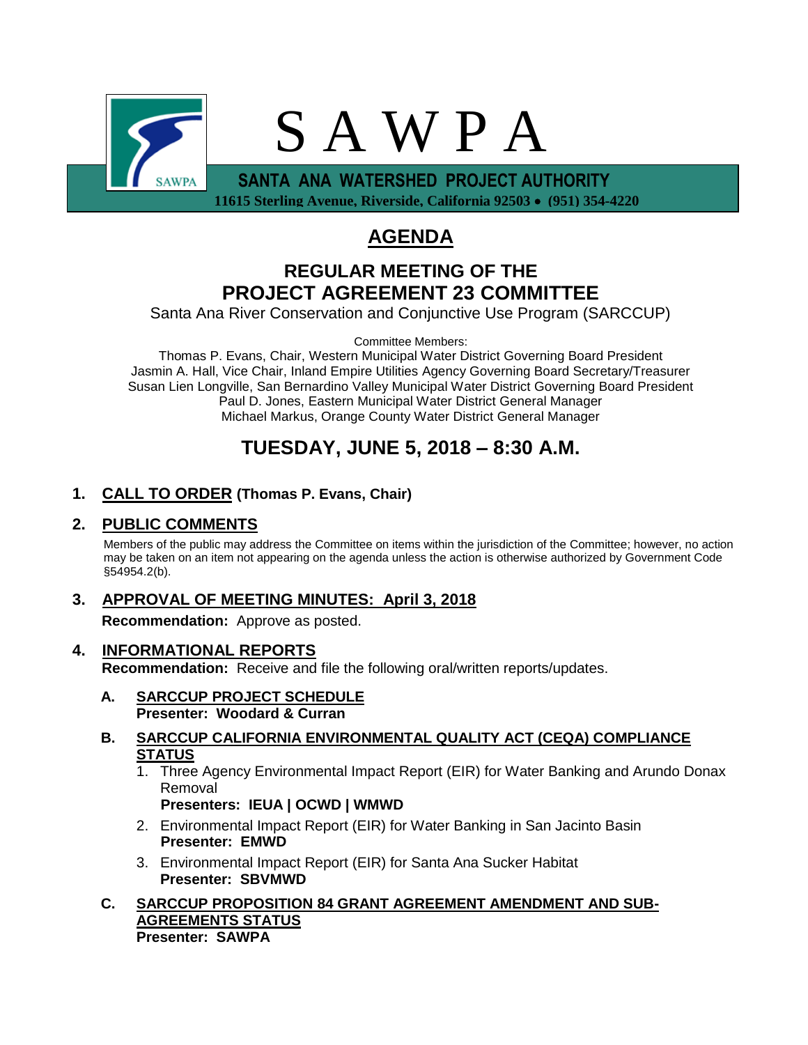# S A W P A

**SANTA ANA WATERSHED PROJECT AUTHORITY**

11615 Sterling Avenue, Riverside, California 92503 • (951) 354-4220

# AGENDA

## REGULAR MEETING OF THE PROJECT AGREEMENT 23 COMMITTEE

Santa Ana River Conservation and Conjunctive Use Program (SARCCUP)

Committee Members:

Thomas P. Evans, Chair, Western Municipal Water District Governing Board President
Jasmin A. Hall, Vice Chair, Inland Empire Utilities Agency Governing Board Secretary/Treasurer
Susan Lien Longville, San Bernardino Valley Municipal Water District Governing Board President
Paul D. Jones, Eastern Municipal Water District General Manager
Michael Markus, Orange County Water District General Manager

## TUESDAY, JUNE 5, 2018 – 8:30 A.M.

**1. CALL TO ORDER (Thomas P. Evans, Chair)**

**2. PUBLIC COMMENTS**

Members of the public may address the Committee on items within the jurisdiction of the Committee; however, no action may be taken on an item not appearing on the agenda unless the action is otherwise authorized by Government Code §54954.2(b).

**3. APPROVAL OF MEETING MINUTES: April 3, 2018**

**Recommendation:** Approve as posted.

**4. INFORMATIONAL REPORTS**

**Recommendation:** Receive and file the following oral/written reports/updates.

**A. SARCCUP PROJECT SCHEDULE**
**Presenter: Woodard & Curran**

**B. SARCCUP CALIFORNIA ENVIRONMENTAL QUALITY ACT (CEQA) COMPLIANCE STATUS**

1. Three Agency Environmental Impact Report (EIR) for Water Banking and Arundo Donax Removal
   **Presenters: IEUA | OCWD | WMWD**
2. Environmental Impact Report (EIR) for Water Banking in San Jacinto Basin
   **Presenter: EMWD**
3. Environmental Impact Report (EIR) for Santa Ana Sucker Habitat
   **Presenter: SBVMWD**

**C. SARCCUP PROPOSITION 84 GRANT AGREEMENT AMENDMENT AND SUB-AGREEMENTS STATUS**
**Presenter: SAWPA**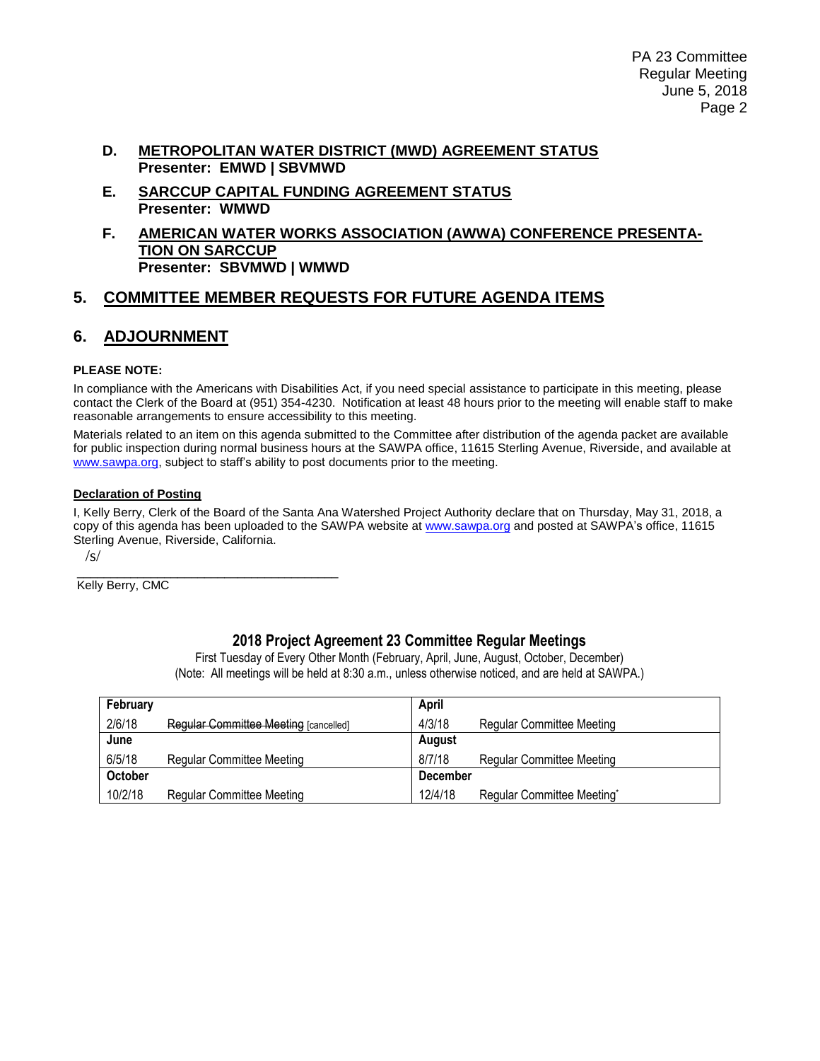**D. METROPOLITAN WATER DISTRICT (MWD) AGREEMENT STATUS**
**Presenter: EMWD | SBVMWD**

**E. SARCCUP CAPITAL FUNDING AGREEMENT STATUS**
**Presenter: WMWD**

**F. AMERICAN WATER WORKS ASSOCIATION (AWWA) CONFERENCE PRESENTATION ON SARCCUP**
**Presenter: SBVMWD | WMWD**

## 5. COMMITTEE MEMBER REQUESTS FOR FUTURE AGENDA ITEMS

## 6. ADJOURNMENT

**PLEASE NOTE:**

In compliance with the Americans with Disabilities Act, if you need special assistance to participate in this meeting, please contact the Clerk of the Board at (951) 354-4230. Notification at least 48 hours prior to the meeting will enable staff to make reasonable arrangements to ensure accessibility to this meeting.

Materials related to an item on this agenda submitted to the Committee after distribution of the agenda packet are available for public inspection during normal business hours at the SAWPA office, 11615 Sterling Avenue, Riverside, and available at www.sawpa.org, subject to staff's ability to post documents prior to the meeting.

**Declaration of Posting**

I, Kelly Berry, Clerk of the Board of the Santa Ana Watershed Project Authority declare that on Thursday, May 31, 2018, a copy of this agenda has been uploaded to the SAWPA website at www.sawpa.org and posted at SAWPA's office, 11615 Sterling Avenue, Riverside, California.

/s/

\_\_\_\_\_\_\_\_\_\_\_\_\_\_\_\_\_\_\_\_\_\_\_\_\_\_\_\_\_\_\_\_\_\_\_\_\_\_\_\_

Kelly Berry, CMC

### 2018 Project Agreement 23 Committee Regular Meetings

First Tuesday of Every Other Month (February, April, June, August, October, December)
(Note: All meetings will be held at 8:30 a.m., unless otherwise noticed, and are held at SAWPA.)

| February | | April | |
|---|---|---|---|
| 2/6/18 | ~~Regular Committee Meeting~~ [cancelled] | 4/3/18 | Regular Committee Meeting |
| **June** | | **August** | |
| 6/5/18 | Regular Committee Meeting | 8/7/18 | Regular Committee Meeting |
| **October** | | **December** | |
| 10/2/18 | Regular Committee Meeting | 12/4/18 | Regular Committee Meeting* |